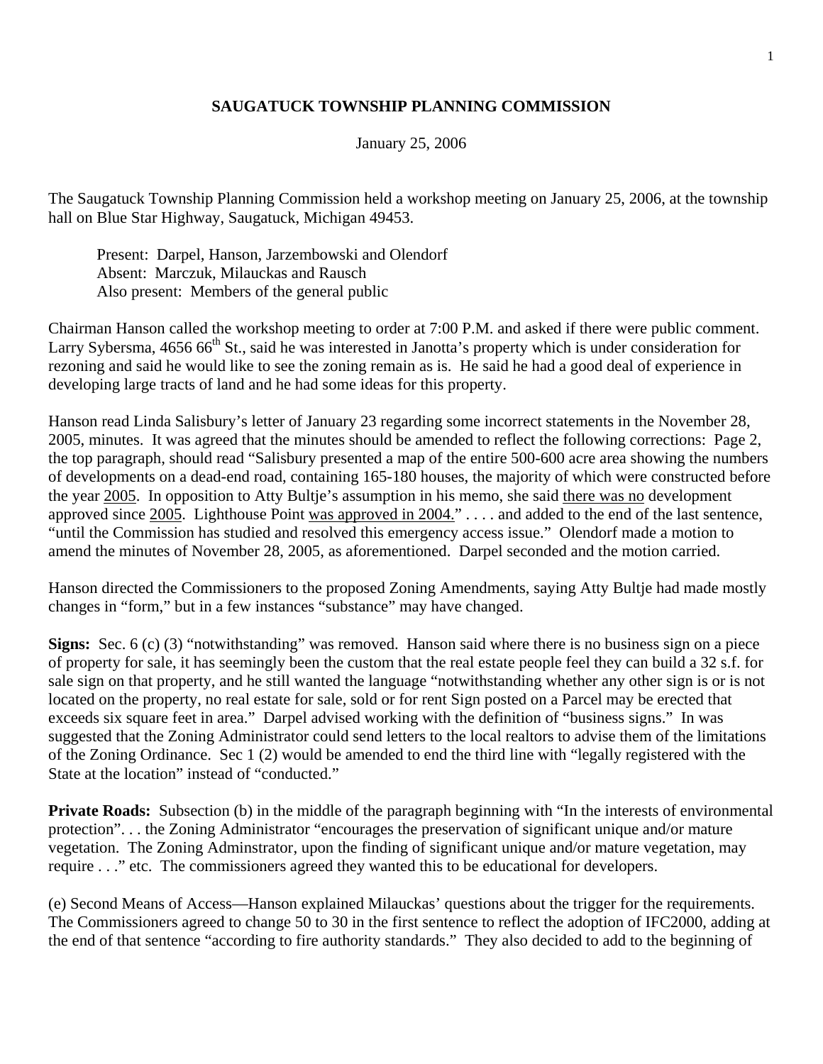**SAUGATUCK TOWNSHIP PLANNING COMMISSION**

January 25, 2006

The Saugatuck Township Planning Commission held a workshop meeting on January 25, 2006, at the township hall on Blue Star Highway, Saugatuck, Michigan 49453.

Present: Darpel, Hanson, Jarzembowski and Olendorf
Absent: Marczuk, Milauckas and Rausch
Also present: Members of the general public

Chairman Hanson called the workshop meeting to order at 7:00 P.M. and asked if there were public comment. Larry Sybersma, 4656 66th St., said he was interested in Janotta's property which is under consideration for rezoning and said he would like to see the zoning remain as is. He said he had a good deal of experience in developing large tracts of land and he had some ideas for this property.

Hanson read Linda Salisbury's letter of January 23 regarding some incorrect statements in the November 28, 2005, minutes. It was agreed that the minutes should be amended to reflect the following corrections: Page 2, the top paragraph, should read "Salisbury presented a map of the entire 500-600 acre area showing the numbers of developments on a dead-end road, containing 165-180 houses, the majority of which were constructed before the year <u>2005</u>. In opposition to Atty Bultje's assumption in his memo, she said <u>there was no</u> development approved since <u>2005</u>. Lighthouse Point <u>was approved in 2004.</u>" . . . . and added to the end of the last sentence, "until the Commission has studied and resolved this emergency access issue." Olendorf made a motion to amend the minutes of November 28, 2005, as aforementioned. Darpel seconded and the motion carried.

Hanson directed the Commissioners to the proposed Zoning Amendments, saying Atty Bultje had made mostly changes in "form," but in a few instances "substance" may have changed.

**Signs:** Sec. 6 (c) (3) "notwithstanding" was removed. Hanson said where there is no business sign on a piece of property for sale, it has seemingly been the custom that the real estate people feel they can build a 32 s.f. for sale sign on that property, and he still wanted the language "notwithstanding whether any other sign is or is not located on the property, no real estate for sale, sold or for rent Sign posted on a Parcel may be erected that exceeds six square feet in area." Darpel advised working with the definition of "business signs." In was suggested that the Zoning Administrator could send letters to the local realtors to advise them of the limitations of the Zoning Ordinance. Sec 1 (2) would be amended to end the third line with "legally registered with the State at the location" instead of "conducted."

**Private Roads:** Subsection (b) in the middle of the paragraph beginning with "In the interests of environmental protection". . . the Zoning Administrator "encourages the preservation of significant unique and/or mature vegetation. The Zoning Adminstrator, upon the finding of significant unique and/or mature vegetation, may require . . ." etc. The commissioners agreed they wanted this to be educational for developers.

(e) Second Means of Access—Hanson explained Milauckas' questions about the trigger for the requirements. The Commissioners agreed to change 50 to 30 in the first sentence to reflect the adoption of IFC2000, adding at the end of that sentence "according to fire authority standards." They also decided to add to the beginning of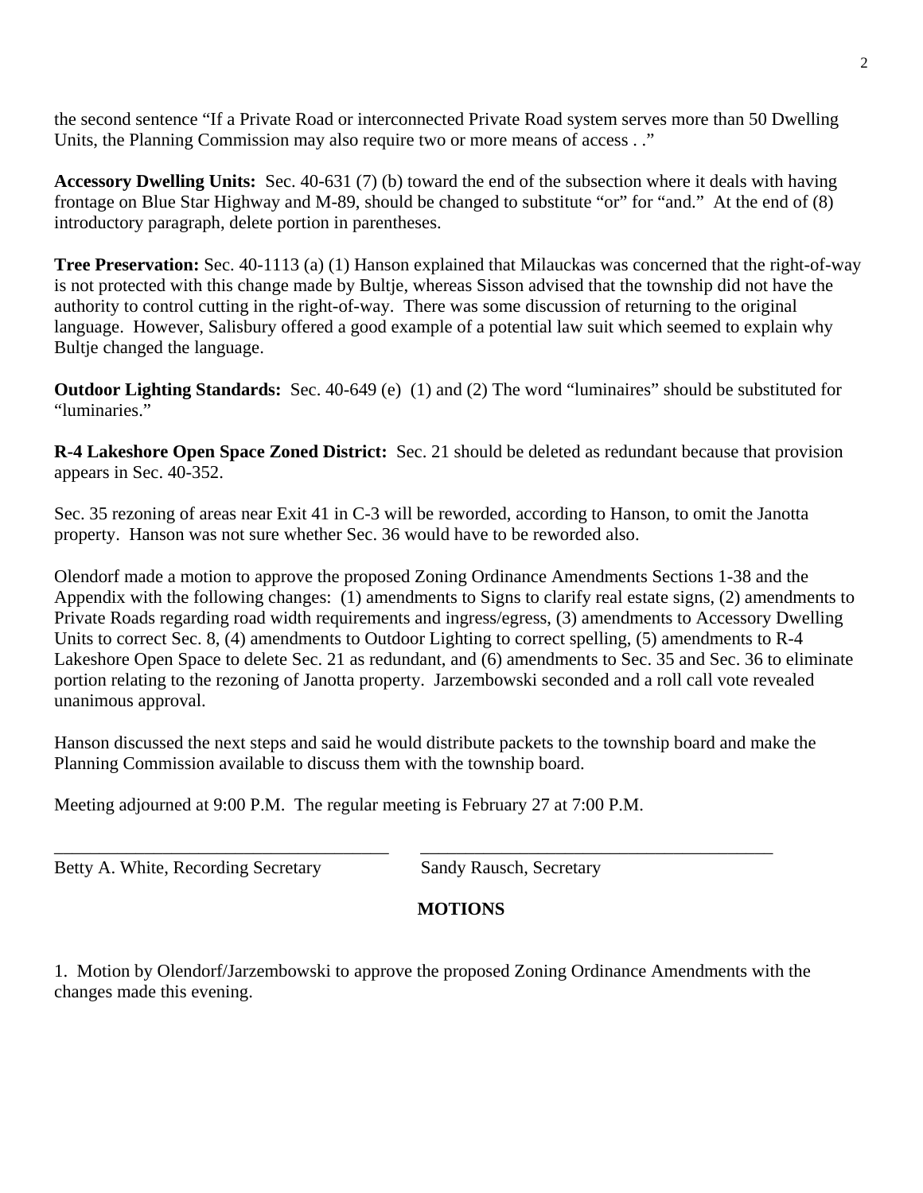the second sentence “If a Private Road or interconnected Private Road system serves more than 50 Dwelling Units, the Planning Commission may also require two or more means of access . .”

**Accessory Dwelling Units:** Sec. 40-631 (7) (b) toward the end of the subsection where it deals with having frontage on Blue Star Highway and M-89, should be changed to substitute “or” for “and.” At the end of (8) introductory paragraph, delete portion in parentheses.

**Tree Preservation:** Sec. 40-1113 (a) (1) Hanson explained that Milauckas was concerned that the right-of-way is not protected with this change made by Bultje, whereas Sisson advised that the township did not have the authority to control cutting in the right-of-way. There was some discussion of returning to the original language. However, Salisbury offered a good example of a potential law suit which seemed to explain why Bultje changed the language.

**Outdoor Lighting Standards:** Sec. 40-649 (e) (1) and (2) The word “luminaires” should be substituted for “luminaries.”

**R-4 Lakeshore Open Space Zoned District:** Sec. 21 should be deleted as redundant because that provision appears in Sec. 40-352.

Sec. 35 rezoning of areas near Exit 41 in C-3 will be reworded, according to Hanson, to omit the Janotta property. Hanson was not sure whether Sec. 36 would have to be reworded also.

Olendorf made a motion to approve the proposed Zoning Ordinance Amendments Sections 1-38 and the Appendix with the following changes: (1) amendments to Signs to clarify real estate signs, (2) amendments to Private Roads regarding road width requirements and ingress/egress, (3) amendments to Accessory Dwelling Units to correct Sec. 8, (4) amendments to Outdoor Lighting to correct spelling, (5) amendments to R-4 Lakeshore Open Space to delete Sec. 21 as redundant, and (6) amendments to Sec. 35 and Sec. 36 to eliminate portion relating to the rezoning of Janotta property. Jarzembowski seconded and a roll call vote revealed unanimous approval.

Hanson discussed the next steps and said he would distribute packets to the township board and make the Planning Commission available to discuss them with the township board.

Meeting adjourned at 9:00 P.M. The regular meeting is February 27 at 7:00 P.M.

_____________________________________ _________________________________________

Betty A. White, Recording Secretary Sandy Rausch, Secretary

**MOTIONS**

1. Motion by Olendorf/Jarzembowski to approve the proposed Zoning Ordinance Amendments with the changes made this evening.